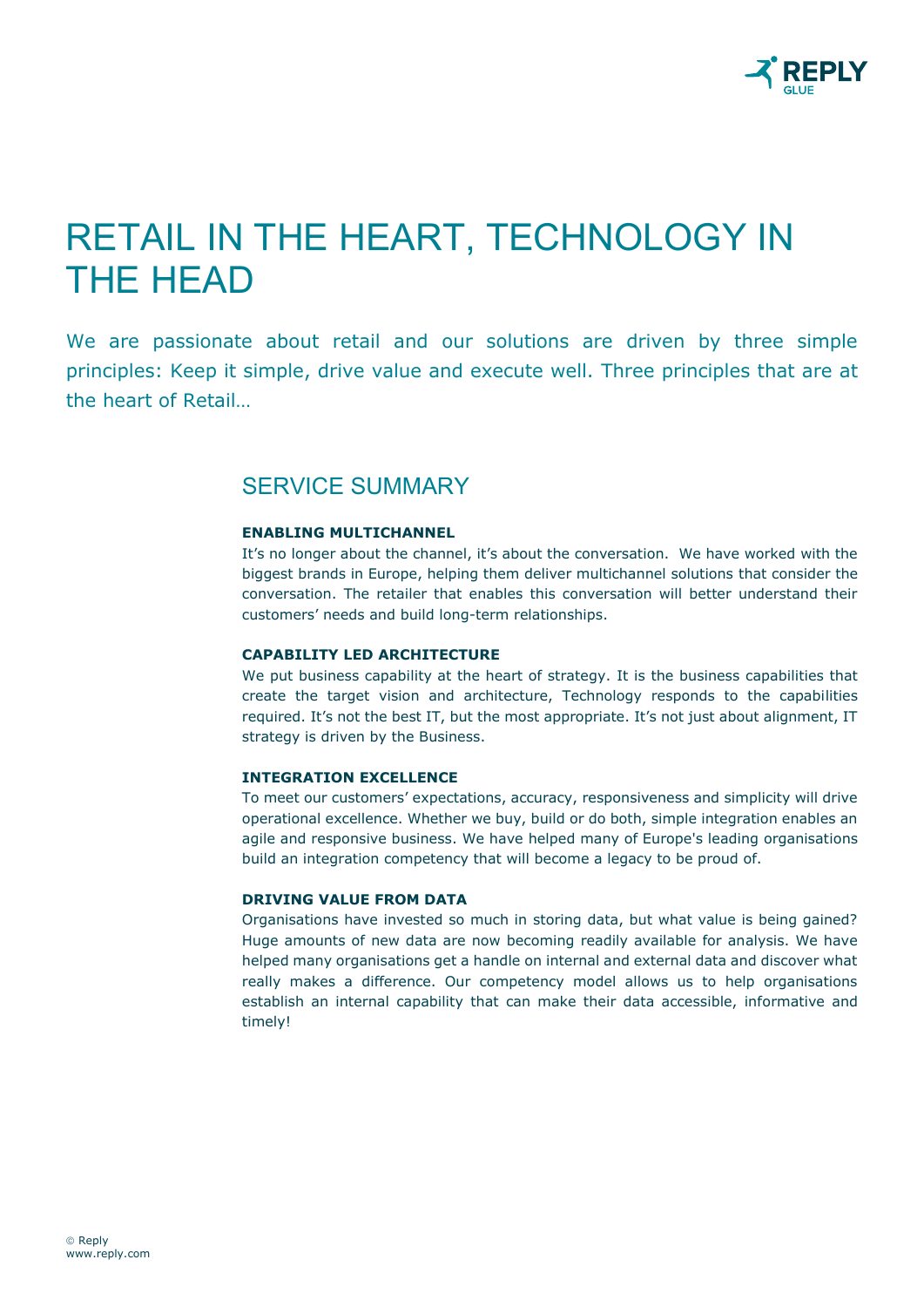# RETAIL IN THE HEART, TECHNOLOGY IN THE HEAD

We are passionate about retail and our solutions are driven by three simple principles: Keep it simple, drive value and execute well. Three principles that are at the heart of Retail…

## SERVICE SUMMARY

**ENABLING MULTICHANNEL**

It's no longer about the channel, it's about the conversation. We have worked with the biggest brands in Europe, helping them deliver multichannel solutions that consider the conversation. The retailer that enables this conversation will better understand their customers' needs and build long-term relationships.

**CAPABILITY LED ARCHITECTURE**

We put business capability at the heart of strategy. It is the business capabilities that create the target vision and architecture, Technology responds to the capabilities required. It's not the best IT, but the most appropriate. It's not just about alignment, IT strategy is driven by the Business.

**INTEGRATION EXCELLENCE**

To meet our customers' expectations, accuracy, responsiveness and simplicity will drive operational excellence. Whether we buy, build or do both, simple integration enables an agile and responsive business. We have helped many of Europe's leading organisations build an integration competency that will become a legacy to be proud of.

**DRIVING VALUE FROM DATA**

Organisations have invested so much in storing data, but what value is being gained? Huge amounts of new data are now becoming readily available for analysis. We have helped many organisations get a handle on internal and external data and discover what really makes a difference. Our competency model allows us to help organisations establish an internal capability that can make their data accessible, informative and timely!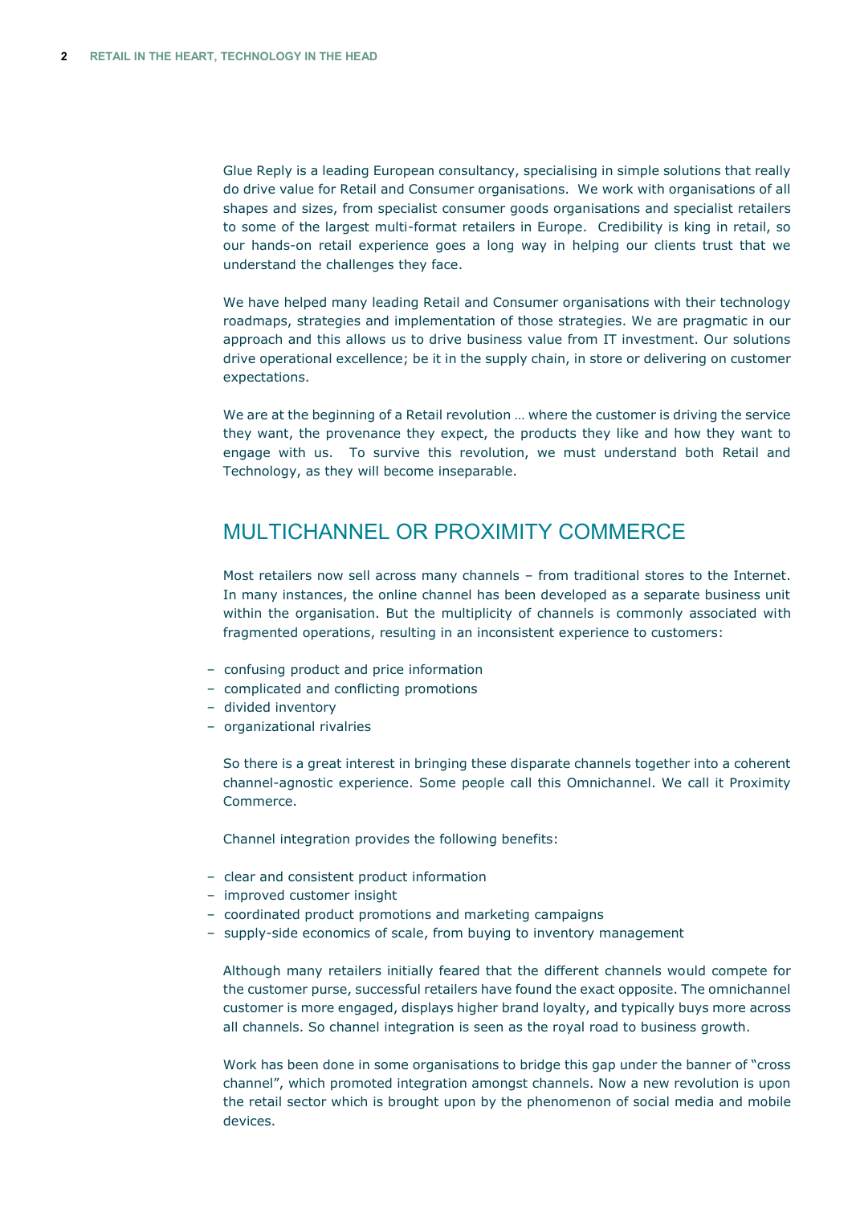Glue Reply is a leading European consultancy, specialising in simple solutions that really do drive value for Retail and Consumer organisations. We work with organisations of all shapes and sizes, from specialist consumer goods organisations and specialist retailers to some of the largest multi-format retailers in Europe. Credibility is king in retail, so our hands-on retail experience goes a long way in helping our clients trust that we understand the challenges they face.

We have helped many leading Retail and Consumer organisations with their technology roadmaps, strategies and implementation of those strategies. We are pragmatic in our approach and this allows us to drive business value from IT investment. Our solutions drive operational excellence; be it in the supply chain, in store or delivering on customer expectations.

We are at the beginning of a Retail revolution … where the customer is driving the service they want, the provenance they expect, the products they like and how they want to engage with us. To survive this revolution, we must understand both Retail and Technology, as they will become inseparable.

## MULTICHANNEL OR PROXIMITY COMMERCE

Most retailers now sell across many channels – from traditional stores to the Internet. In many instances, the online channel has been developed as a separate business unit within the organisation. But the multiplicity of channels is commonly associated with fragmented operations, resulting in an inconsistent experience to customers:

- confusing product and price information
- complicated and conflicting promotions
- divided inventory
- organizational rivalries

So there is a great interest in bringing these disparate channels together into a coherent channel-agnostic experience. Some people call this Omnichannel. We call it Proximity Commerce.

Channel integration provides the following benefits:

- clear and consistent product information
- improved customer insight
- coordinated product promotions and marketing campaigns
- supply-side economics of scale, from buying to inventory management

Although many retailers initially feared that the different channels would compete for the customer purse, successful retailers have found the exact opposite. The omnichannel customer is more engaged, displays higher brand loyalty, and typically buys more across all channels. So channel integration is seen as the royal road to business growth.

Work has been done in some organisations to bridge this gap under the banner of "cross channel", which promoted integration amongst channels. Now a new revolution is upon the retail sector which is brought upon by the phenomenon of social media and mobile devices.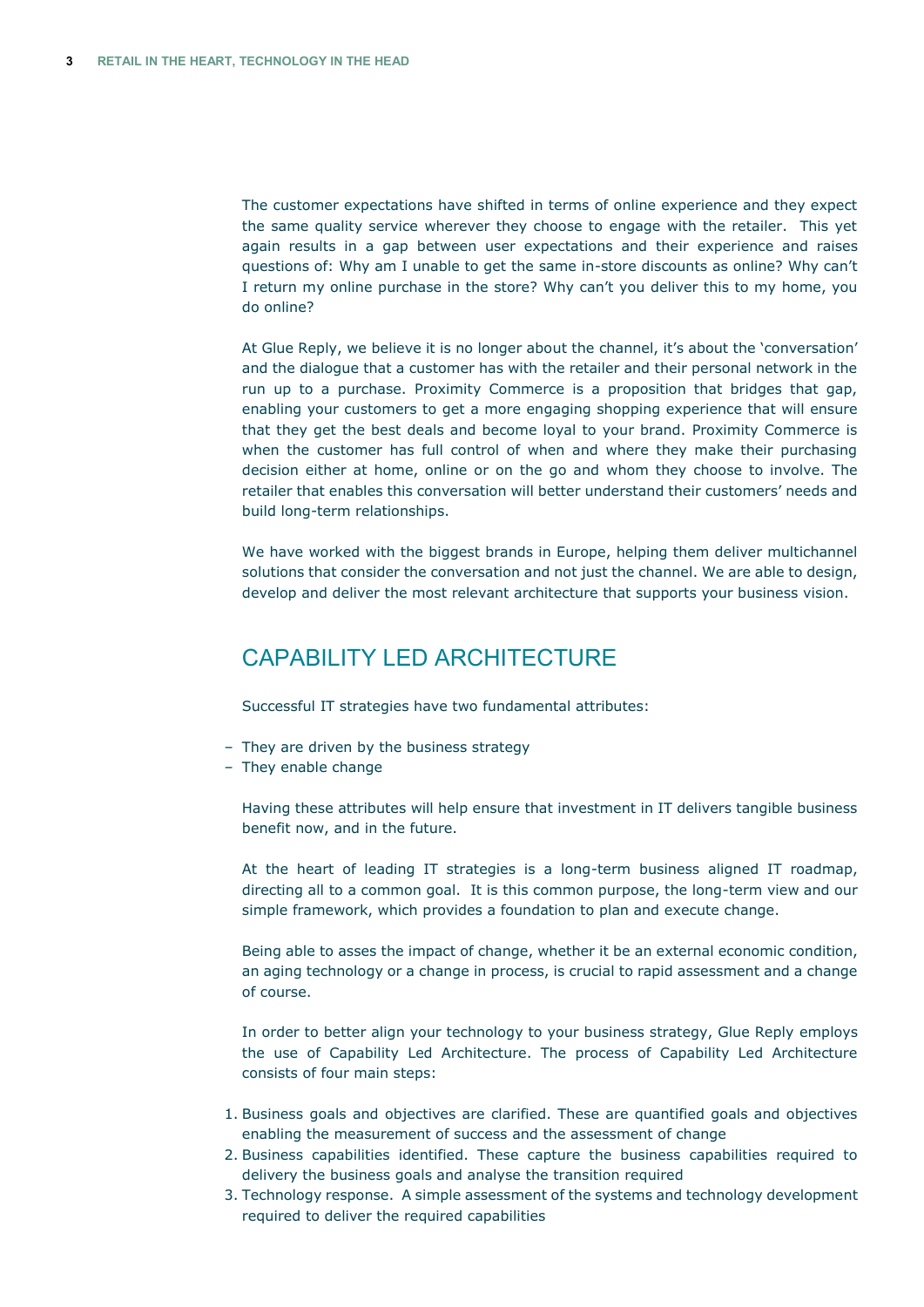The customer expectations have shifted in terms of online experience and they expect the same quality service wherever they choose to engage with the retailer. This yet again results in a gap between user expectations and their experience and raises questions of: Why am I unable to get the same in-store discounts as online? Why can't I return my online purchase in the store? Why can't you deliver this to my home, you do online?

At Glue Reply, we believe it is no longer about the channel, it's about the 'conversation' and the dialogue that a customer has with the retailer and their personal network in the run up to a purchase. Proximity Commerce is a proposition that bridges that gap, enabling your customers to get a more engaging shopping experience that will ensure that they get the best deals and become loyal to your brand. Proximity Commerce is when the customer has full control of when and where they make their purchasing decision either at home, online or on the go and whom they choose to involve. The retailer that enables this conversation will better understand their customers' needs and build long-term relationships.

We have worked with the biggest brands in Europe, helping them deliver multichannel solutions that consider the conversation and not just the channel. We are able to design, develop and deliver the most relevant architecture that supports your business vision.

## CAPABILITY LED ARCHITECTURE

Successful IT strategies have two fundamental attributes:

- They are driven by the business strategy
- They enable change

Having these attributes will help ensure that investment in IT delivers tangible business benefit now, and in the future.

At the heart of leading IT strategies is a long-term business aligned IT roadmap, directing all to a common goal. It is this common purpose, the long-term view and our simple framework, which provides a foundation to plan and execute change.

Being able to asses the impact of change, whether it be an external economic condition, an aging technology or a change in process, is crucial to rapid assessment and a change of course.

In order to better align your technology to your business strategy, Glue Reply employs the use of Capability Led Architecture. The process of Capability Led Architecture consists of four main steps:

1. Business goals and objectives are clarified. These are quantified goals and objectives enabling the measurement of success and the assessment of change
2. Business capabilities identified. These capture the business capabilities required to delivery the business goals and analyse the transition required
3. Technology response. A simple assessment of the systems and technology development required to deliver the required capabilities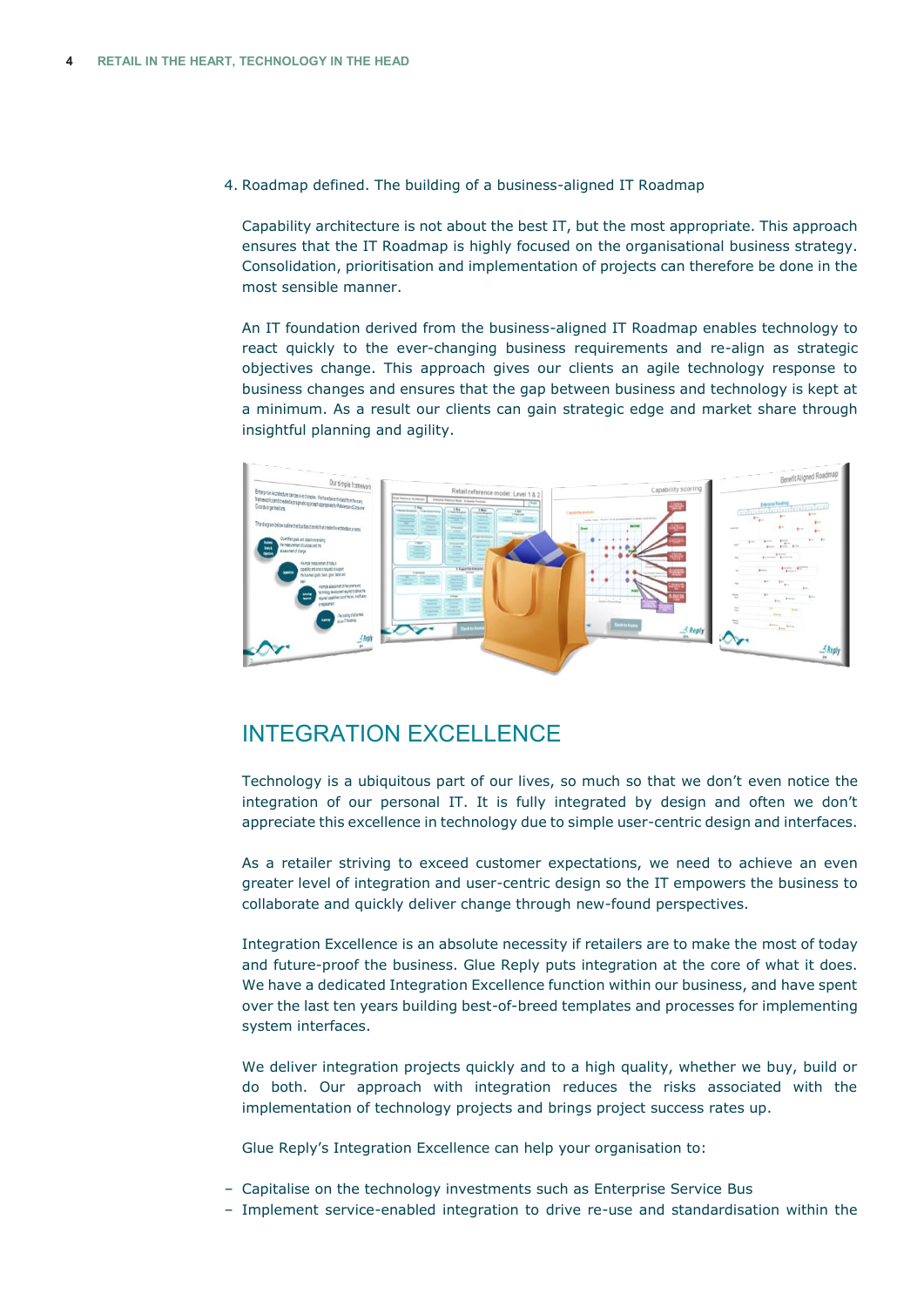4. Roadmap defined. The building of a business-aligned IT Roadmap

Capability architecture is not about the best IT, but the most appropriate. This approach ensures that the IT Roadmap is highly focused on the organisational business strategy. Consolidation, prioritisation and implementation of projects can therefore be done in the most sensible manner.

An IT foundation derived from the business-aligned IT Roadmap enables technology to react quickly to the ever-changing business requirements and re-align as strategic objectives change. This approach gives our clients an agile technology response to business changes and ensures that the gap between business and technology is kept at a minimum. As a result our clients can gain strategic edge and market share through insightful planning and agility.

## INTEGRATION EXCELLENCE

Technology is a ubiquitous part of our lives, so much so that we don't even notice the integration of our personal IT. It is fully integrated by design and often we don't appreciate this excellence in technology due to simple user-centric design and interfaces.

As a retailer striving to exceed customer expectations, we need to achieve an even greater level of integration and user-centric design so the IT empowers the business to collaborate and quickly deliver change through new-found perspectives.

Integration Excellence is an absolute necessity if retailers are to make the most of today and future-proof the business. Glue Reply puts integration at the core of what it does. We have a dedicated Integration Excellence function within our business, and have spent over the last ten years building best-of-breed templates and processes for implementing system interfaces.

We deliver integration projects quickly and to a high quality, whether we buy, build or do both. Our approach with integration reduces the risks associated with the implementation of technology projects and brings project success rates up.

Glue Reply's Integration Excellence can help your organisation to:

- Capitalise on the technology investments such as Enterprise Service Bus
- Implement service-enabled integration to drive re-use and standardisation within the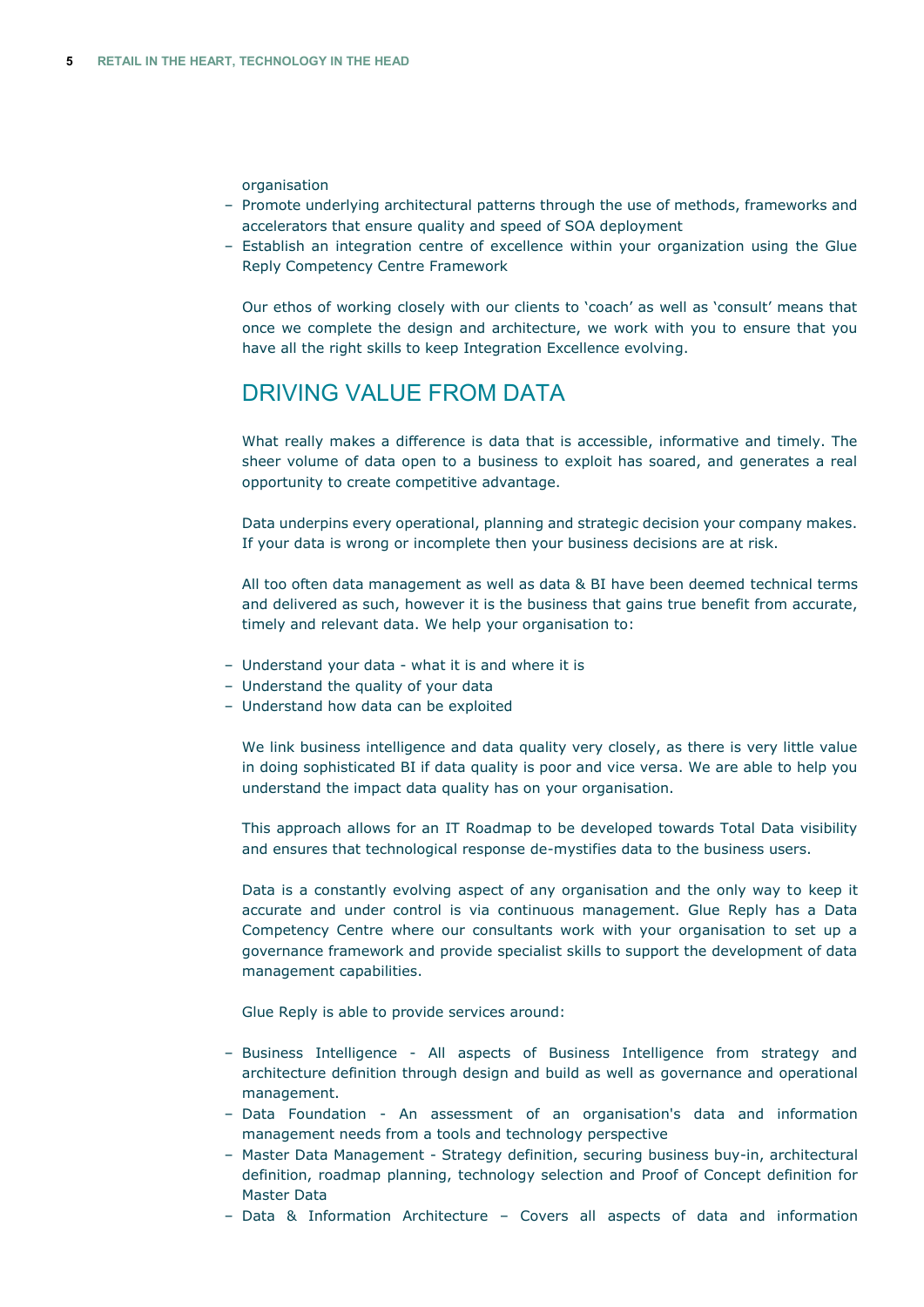organisation

- Promote underlying architectural patterns through the use of methods, frameworks and accelerators that ensure quality and speed of SOA deployment
- Establish an integration centre of excellence within your organization using the Glue Reply Competency Centre Framework

Our ethos of working closely with our clients to 'coach' as well as 'consult' means that once we complete the design and architecture, we work with you to ensure that you have all the right skills to keep Integration Excellence evolving.

## DRIVING VALUE FROM DATA

What really makes a difference is data that is accessible, informative and timely. The sheer volume of data open to a business to exploit has soared, and generates a real opportunity to create competitive advantage.

Data underpins every operational, planning and strategic decision your company makes. If your data is wrong or incomplete then your business decisions are at risk.

All too often data management as well as data & BI have been deemed technical terms and delivered as such, however it is the business that gains true benefit from accurate, timely and relevant data. We help your organisation to:

- Understand your data - what it is and where it is
- Understand the quality of your data
- Understand how data can be exploited

We link business intelligence and data quality very closely, as there is very little value in doing sophisticated BI if data quality is poor and vice versa. We are able to help you understand the impact data quality has on your organisation.

This approach allows for an IT Roadmap to be developed towards Total Data visibility and ensures that technological response de-mystifies data to the business users.

Data is a constantly evolving aspect of any organisation and the only way to keep it accurate and under control is via continuous management. Glue Reply has a Data Competency Centre where our consultants work with your organisation to set up a governance framework and provide specialist skills to support the development of data management capabilities.

Glue Reply is able to provide services around:

- Business Intelligence - All aspects of Business Intelligence from strategy and architecture definition through design and build as well as governance and operational management.
- Data Foundation - An assessment of an organisation's data and information management needs from a tools and technology perspective
- Master Data Management - Strategy definition, securing business buy-in, architectural definition, roadmap planning, technology selection and Proof of Concept definition for Master Data
- Data & Information Architecture – Covers all aspects of data and information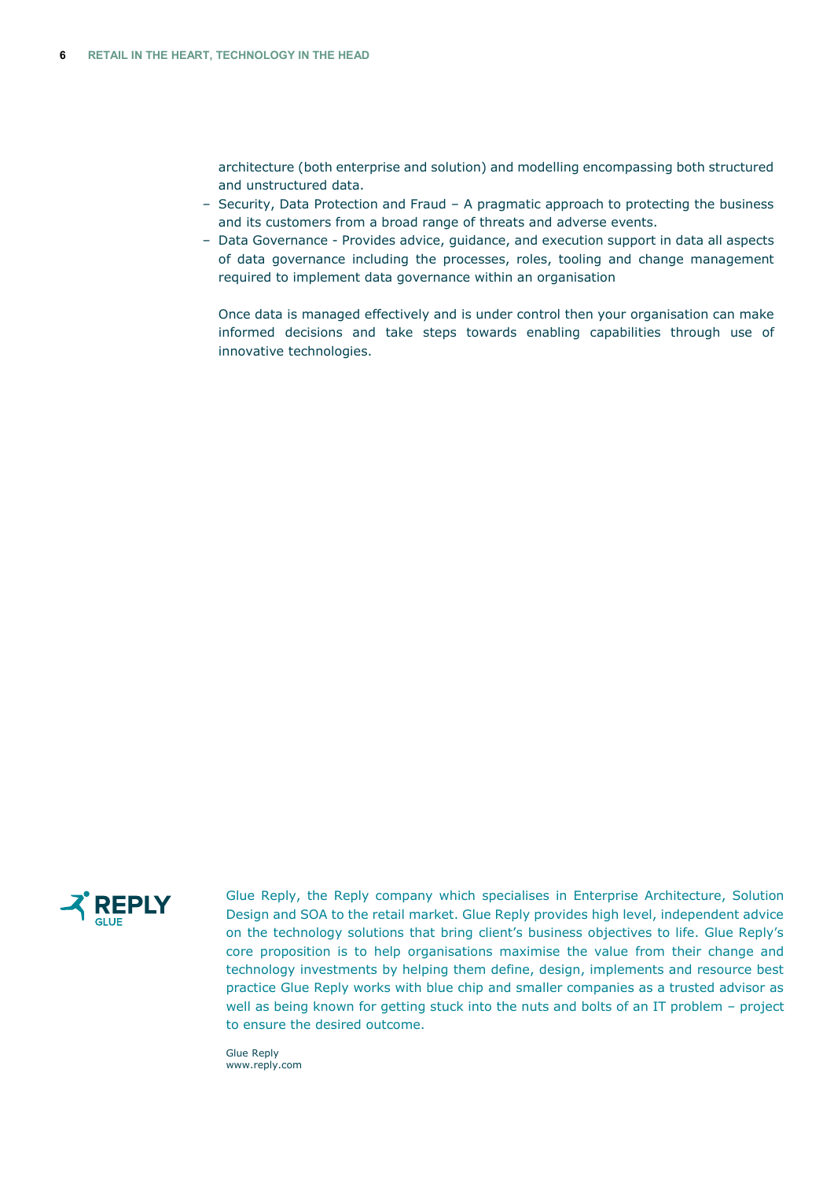architecture (both enterprise and solution) and modelling encompassing both structured and unstructured data.

- Security, Data Protection and Fraud – A pragmatic approach to protecting the business and its customers from a broad range of threats and adverse events.
- Data Governance - Provides advice, guidance, and execution support in data all aspects of data governance including the processes, roles, tooling and change management required to implement data governance within an organisation

Once data is managed effectively and is under control then your organisation can make informed decisions and take steps towards enabling capabilities through use of innovative technologies.

REPLY GLUE

Glue Reply, the Reply company which specialises in Enterprise Architecture, Solution Design and SOA to the retail market. Glue Reply provides high level, independent advice on the technology solutions that bring client's business objectives to life. Glue Reply's core proposition is to help organisations maximise the value from their change and technology investments by helping them define, design, implements and resource best practice Glue Reply works with blue chip and smaller companies as a trusted advisor as well as being known for getting stuck into the nuts and bolts of an IT problem – project to ensure the desired outcome.

Glue Reply
www.reply.com